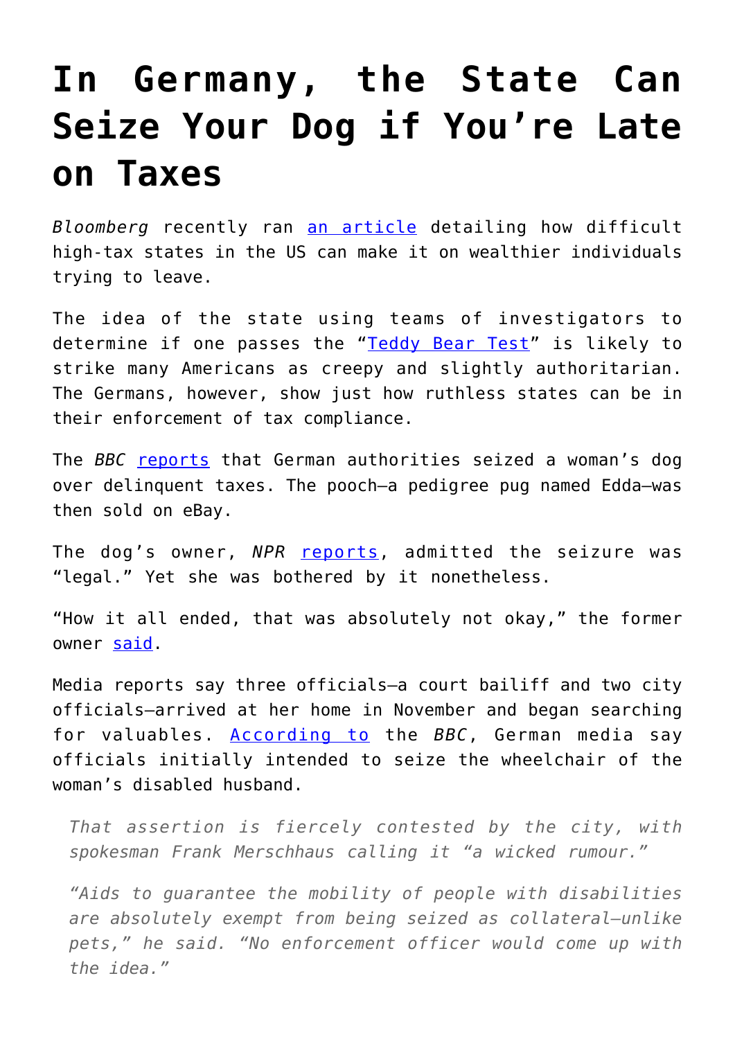# In Germany, the State Can Seize Your Dog if You're Late on Taxes

*Bloomberg* recently ran an article detailing how difficult high-tax states in the US can make it on wealthier individuals trying to leave.

The idea of the state using teams of investigators to determine if one passes the "Teddy Bear Test" is likely to strike many Americans as creepy and slightly authoritarian. The Germans, however, show just how ruthless states can be in their enforcement of tax compliance.

The *BBC* reports that German authorities seized a woman's dog over delinquent taxes. The pooch—a pedigree pug named Edda—was then sold on eBay.

The dog's owner, *NPR* reports, admitted the seizure was "legal." Yet she was bothered by it nonetheless.

"How it all ended, that was absolutely not okay," the former owner said.

Media reports say three officials—a court bailiff and two city officials—arrived at her home in November and began searching for valuables. According to the *BBC*, German media say officials initially intended to seize the wheelchair of the woman's disabled husband.

> *That assertion is fiercely contested by the city, with spokesman Frank Merschhaus calling it "a wicked rumour."*
>
> *"Aids to guarantee the mobility of people with disabilities are absolutely exempt from being seized as collateral—unlike pets," he said. "No enforcement officer would come up with the idea."*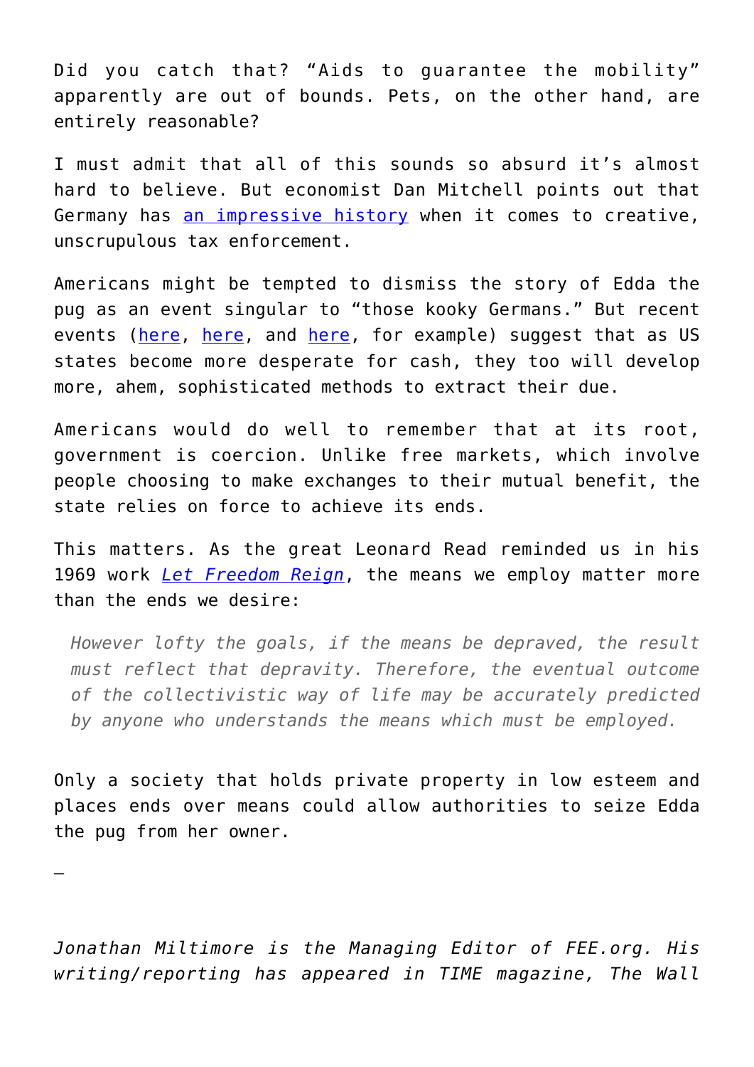Did you catch that? "Aids to guarantee the mobility" apparently are out of bounds. Pets, on the other hand, are entirely reasonable?

I must admit that all of this sounds so absurd it's almost hard to believe. But economist Dan Mitchell points out that Germany has an impressive history when it comes to creative, unscrupulous tax enforcement.

Americans might be tempted to dismiss the story of Edda the pug as an event singular to "those kooky Germans." But recent events (here, here, and here, for example) suggest that as US states become more desperate for cash, they too will develop more, ahem, sophisticated methods to extract their due.

Americans would do well to remember that at its root, government is coercion. Unlike free markets, which involve people choosing to make exchanges to their mutual benefit, the state relies on force to achieve its ends.

This matters. As the great Leonard Read reminded us in his 1969 work *Let Freedom Reign*, the means we employ matter more than the ends we desire:

> *However lofty the goals, if the means be depraved, the result must reflect that depravity. Therefore, the eventual outcome of the collectivistic way of life may be accurately predicted by anyone who understands the means which must be employed.*

Only a society that holds private property in low esteem and places ends over means could allow authorities to seize Edda the pug from her owner.

—

*Jonathan Miltimore is the Managing Editor of FEE.org. His writing/reporting has appeared in TIME magazine, The Wall*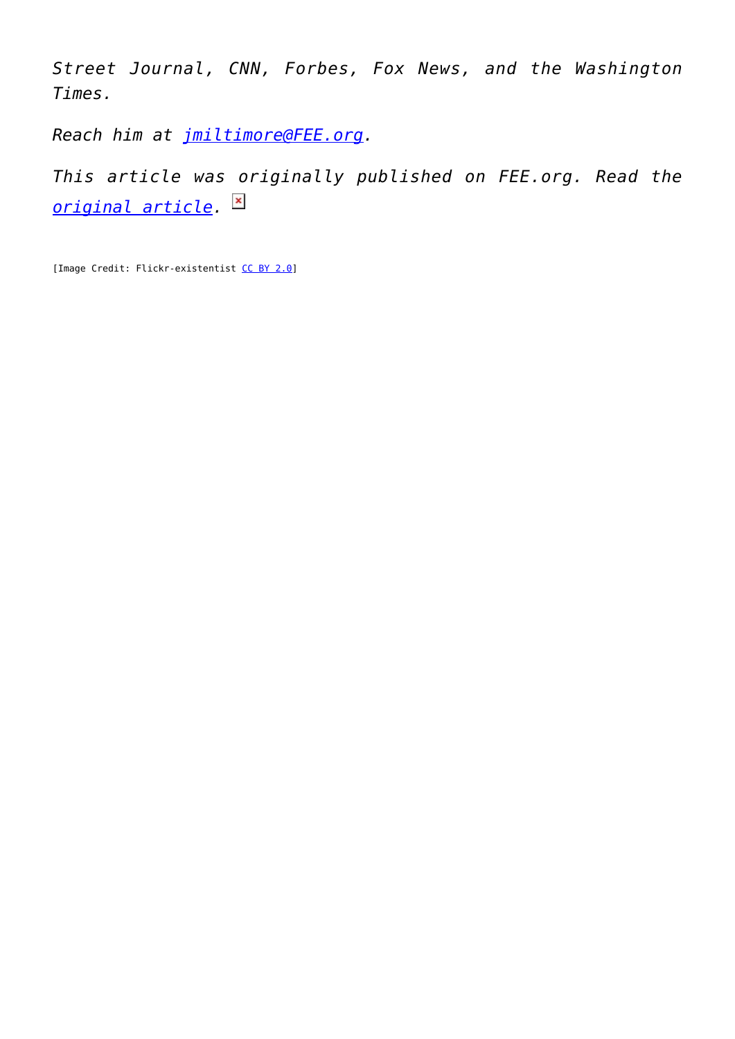*Street Journal, CNN, Forbes, Fox News, and the Washington Times.*

*Reach him at [jmiltimore@FEE.org](mailto:jmiltimore@FEE.org).*

*This article was originally published on FEE.org. Read the [original article](#).*

[Image Credit: Flickr-existentist [CC BY 2.0](#)]